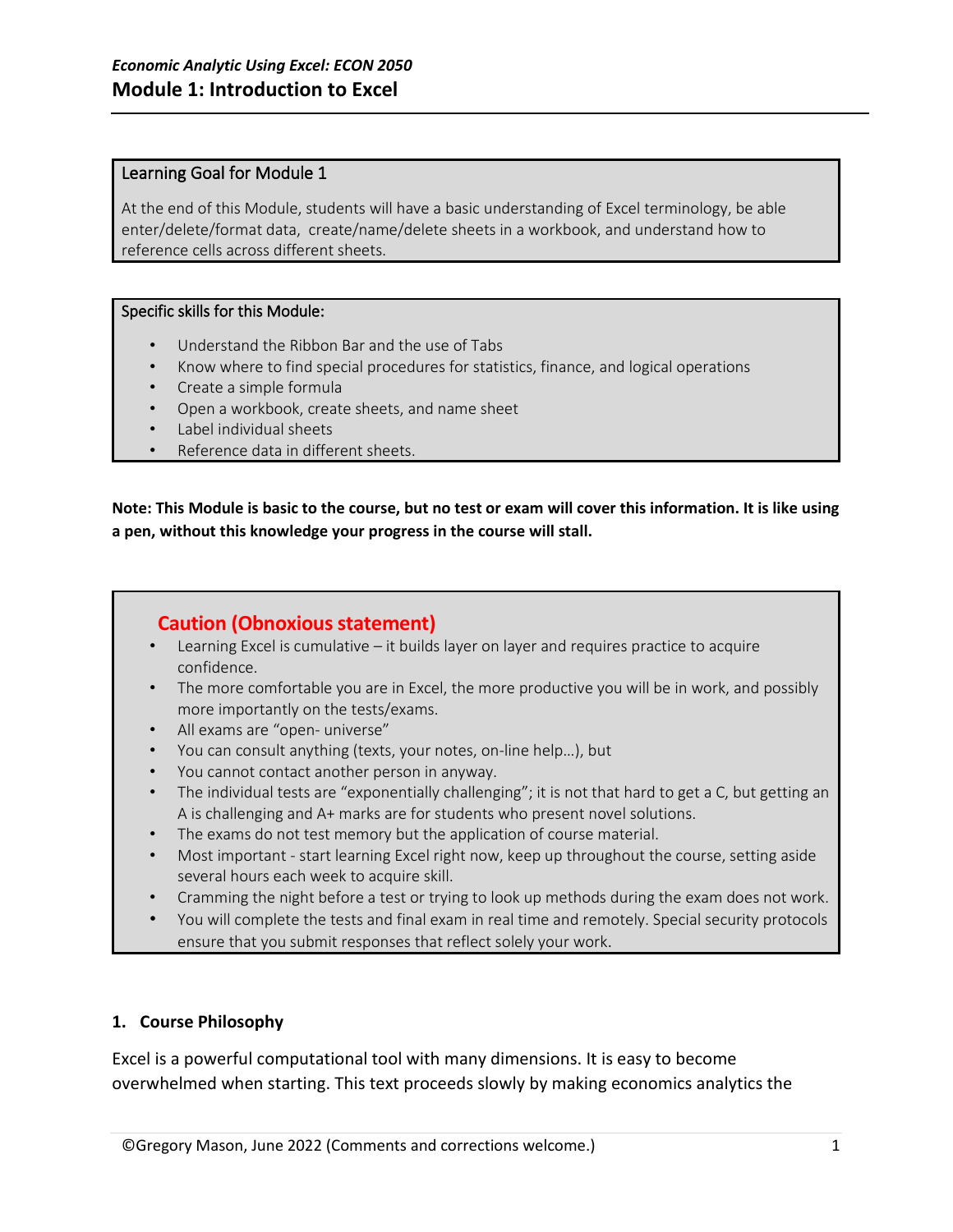*Economic Analytic Using Excel: ECON 2050*

# Module 1: Introduction to Excel

**Learning Goal for Module 1**

At the end of this Module, students will have a basic understanding of Excel terminology, be able enter/delete/format data, create/name/delete sheets in a workbook, and understand how to reference cells across different sheets.

**Specific skills for this Module:**

- Understand the Ribbon Bar and the use of Tabs
- Know where to find special procedures for statistics, finance, and logical operations
- Create a simple formula
- Open a workbook, create sheets, and name sheet
- Label individual sheets
- Reference data in different sheets.

**Note: This Module is basic to the course, but no test or exam will cover this information. It is like using a pen, without this knowledge your progress in the course will stall.**

**Caution (Obnoxious statement)**

- Learning Excel is cumulative – it builds layer on layer and requires practice to acquire confidence.
- The more comfortable you are in Excel, the more productive you will be in work, and possibly more importantly on the tests/exams.
- All exams are "open- universe"
- You can consult anything (texts, your notes, on-line help…), but
- You cannot contact another person in anyway.
- The individual tests are "exponentially challenging"; it is not that hard to get a C, but getting an A is challenging and A+ marks are for students who present novel solutions.
- The exams do not test memory but the application of course material.
- Most important - start learning Excel right now, keep up throughout the course, setting aside several hours each week to acquire skill.
- Cramming the night before a test or trying to look up methods during the exam does not work.
- You will complete the tests and final exam in real time and remotely. Special security protocols ensure that you submit responses that reflect solely your work.

## 1. Course Philosophy

Excel is a powerful computational tool with many dimensions. It is easy to become overwhelmed when starting. This text proceeds slowly by making economics analytics the

©Gregory Mason, June 2022 (Comments and corrections welcome.)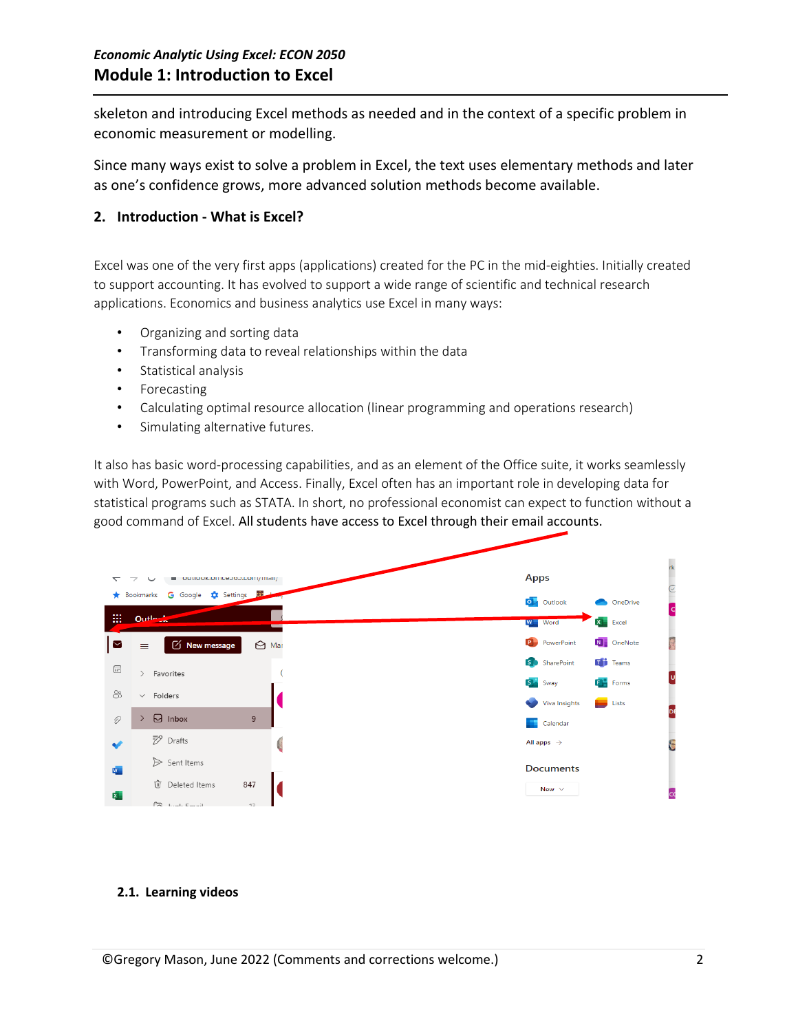skeleton and introducing Excel methods as needed and in the context of a specific problem in economic measurement or modelling.

Since many ways exist to solve a problem in Excel, the text uses elementary methods and later as one's confidence grows, more advanced solution methods become available.

## 2. Introduction - What is Excel?

Excel was one of the very first apps (applications) created for the PC in the mid-eighties. Initially created to support accounting. It has evolved to support a wide range of scientific and technical research applications. Economics and business analytics use Excel in many ways:

- Organizing and sorting data
- Transforming data to reveal relationships within the data
- Statistical analysis
- Forecasting
- Calculating optimal resource allocation (linear programming and operations research)
- Simulating alternative futures.

It also has basic word-processing capabilities, and as an element of the Office suite, it works seamlessly with Word, PowerPoint, and Access. Finally, Excel often has an important role in developing data for statistical programs such as STATA. In short, no professional economist can expect to function without a good command of Excel. All students have access to Excel through their email accounts.

### 2.1. Learning videos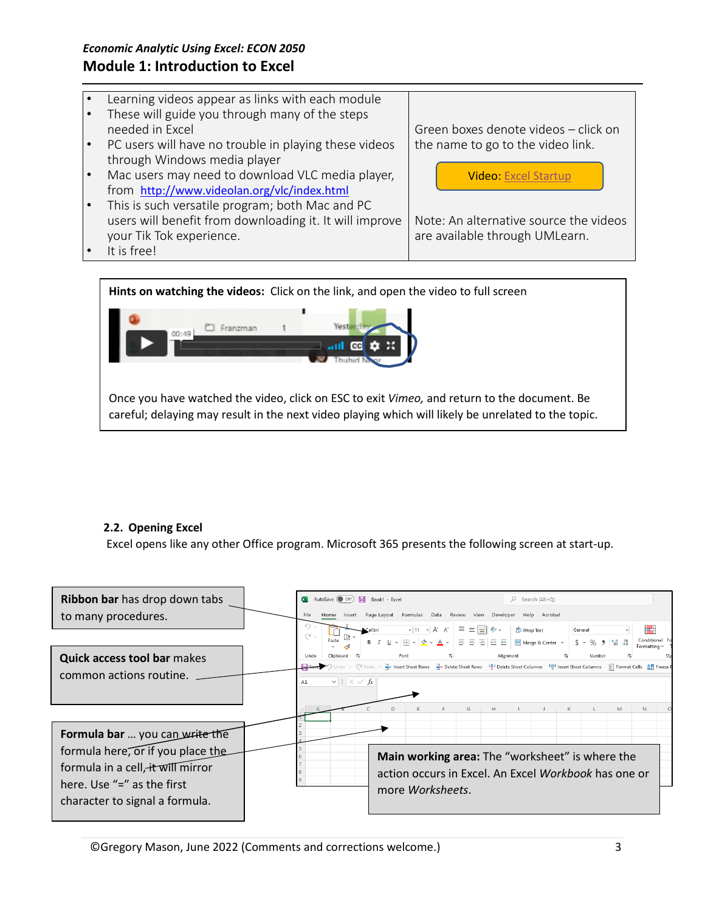| | |
|---|---|
| • Learning videos appear as links with each module<br>• These will guide you through many of the steps needed in Excel<br>• PC users will have no trouble in playing these videos through Windows media player<br>• Mac users may need to download VLC media player, from http://www.videolan.org/vlc/index.html<br>• This is such versatile program; both Mac and PC users will benefit from downloading it. It will improve your Tik Tok experience.<br>• It is free! | Green boxes denote videos – click on the name to go to the video link.<br><br>Video: Excel Startup<br><br>Note: An alternative source the videos are available through UMLearn. |

**Hints on watching the videos:** Click on the link, and open the video to full screen

Once you have watched the video, click on ESC to exit *Vimeo,* and return to the document. Be careful; delaying may result in the next video playing which will likely be unrelated to the topic.

### 2.2. Opening Excel

Excel opens like any other Office program. Microsoft 365 presents the following screen at start-up.

**Ribbon bar** has drop down tabs to many procedures.

**Quick access tool bar** makes common actions routine.

**Formula bar** … you can write the formula here, or if you place the formula in a cell, it will mirror here. Use "=" as the first character to signal a formula.

**Main working area:** The "worksheet" is where the action occurs in Excel. An Excel *Workbook* has one or more *Worksheets*.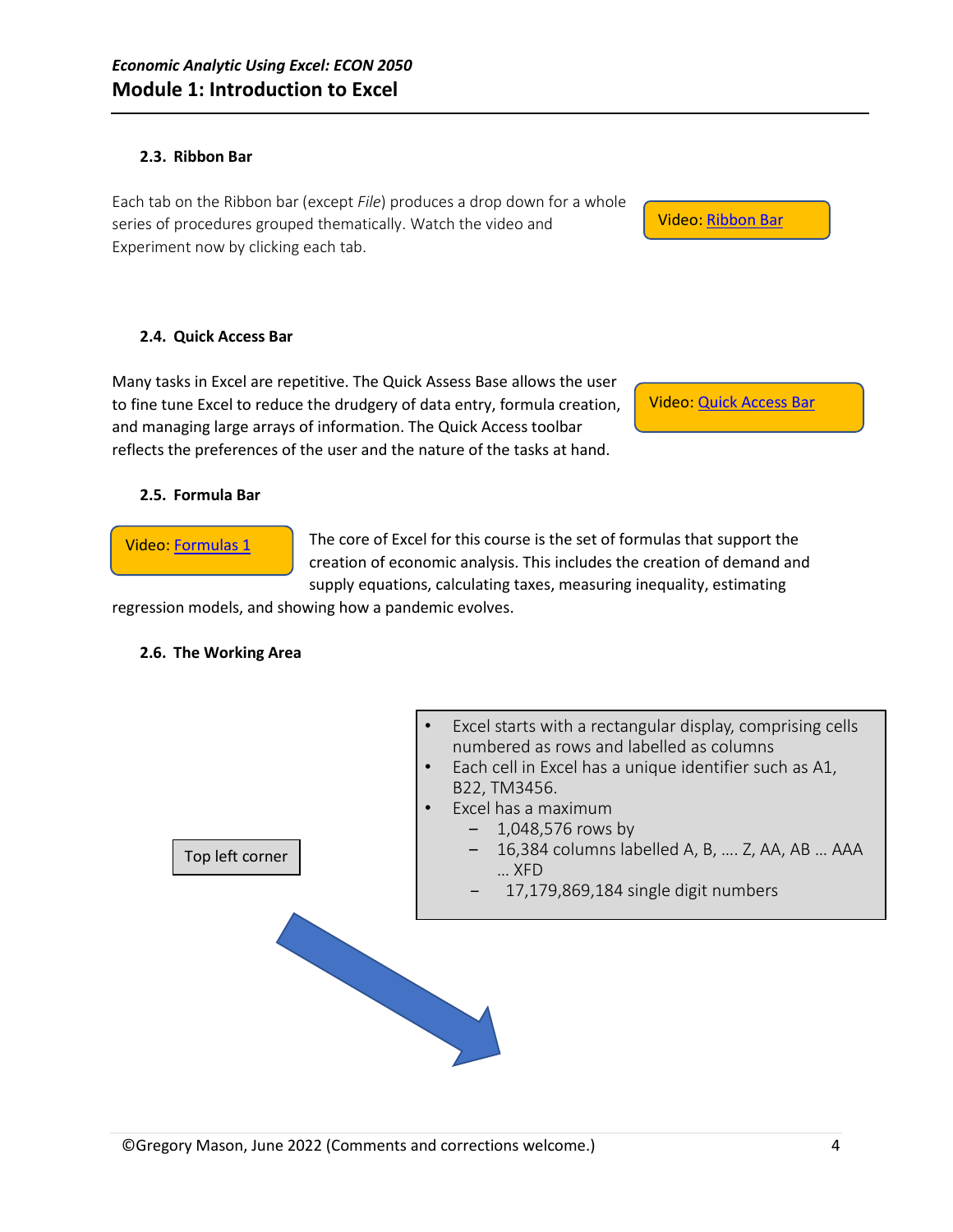### 2.3. Ribbon Bar

Each tab on the Ribbon bar (except *File*) produces a drop down for a whole series of procedures grouped thematically. Watch the video and Experiment now by clicking each tab.

Video: Ribbon Bar

### 2.4. Quick Access Bar

Many tasks in Excel are repetitive. The Quick Assess Base allows the user to fine tune Excel to reduce the drudgery of data entry, formula creation, and managing large arrays of information. The Quick Access toolbar reflects the preferences of the user and the nature of the tasks at hand.

Video: Quick Access Bar

### 2.5. Formula Bar

Video: Formulas 1

The core of Excel for this course is the set of formulas that support the creation of economic analysis. This includes the creation of demand and supply equations, calculating taxes, measuring inequality, estimating regression models, and showing how a pandemic evolves.

### 2.6. The Working Area

- Excel starts with a rectangular display, comprising cells numbered as rows and labelled as columns
- Each cell in Excel has a unique identifier such as A1, B22, TM3456.
- Excel has a maximum
  - 1,048,576 rows by
  - 16,384 columns labelled A, B, …. Z, AA, AB … AAA … XFD
  - 17,179,869,184 single digit numbers

Top left corner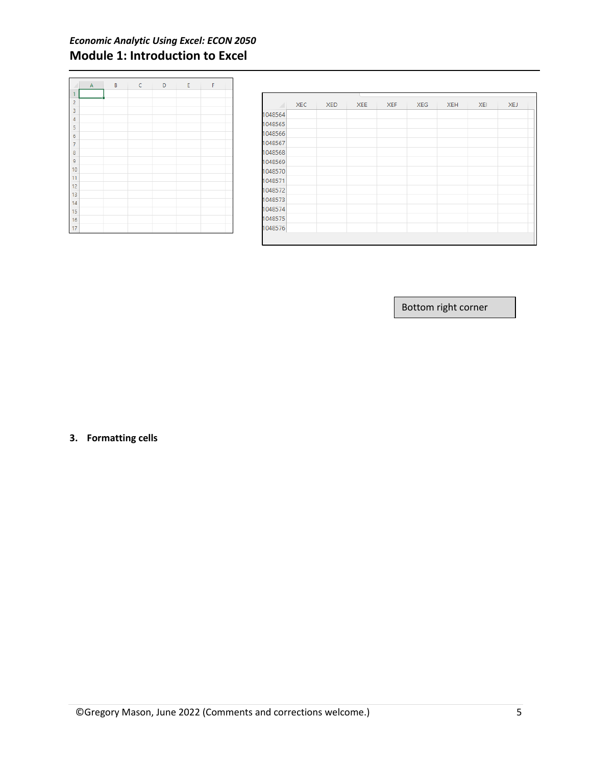Bottom right corner

### 3. Formatting cells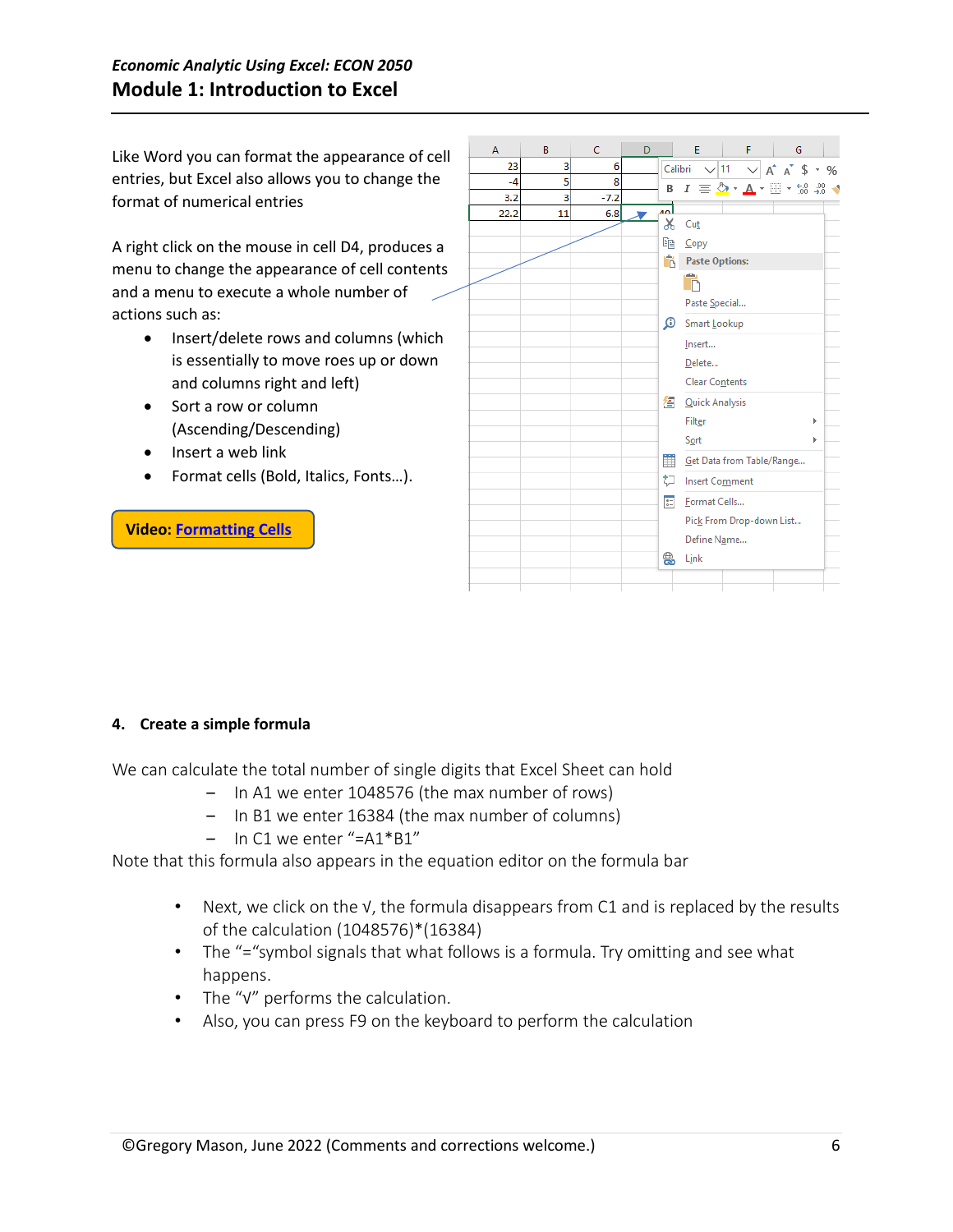Like Word you can format the appearance of cell entries, but Excel also allows you to change the format of numerical entries

A right click on the mouse in cell D4, produces a menu to change the appearance of cell contents and a menu to execute a whole number of actions such as:

- Insert/delete rows and columns (which is essentially to move roes up or down and columns right and left)
- Sort a row or column (Ascending/Descending)
- Insert a web link
- Format cells (Bold, Italics, Fonts…).

**Video: [Formatting Cells]()**

### 4. Create a simple formula

We can calculate the total number of single digits that Excel Sheet can hold

- In A1 we enter 1048576 (the max number of rows)
- In B1 we enter 16384 (the max number of columns)
- In C1 we enter "=A1*B1"

Note that this formula also appears in the equation editor on the formula bar

- Next, we click on the √, the formula disappears from C1 and is replaced by the results of the calculation (1048576)*(16384)
- The "="symbol signals that what follows is a formula. Try omitting and see what happens.
- The "√" performs the calculation.
- Also, you can press F9 on the keyboard to perform the calculation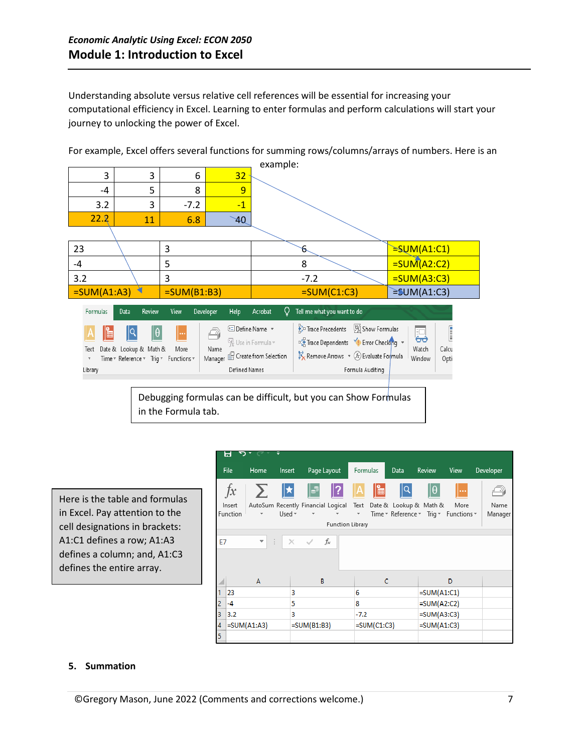Understanding absolute versus relative cell references will be essential for increasing your computational efficiency in Excel. Learning to enter formulas and perform calculations will start your journey to unlocking the power of Excel.

For example, Excel offers several functions for summing rows/columns/arrays of numbers. Here is an example:

| 3 | 3 | 6 | 32 |
|---|---|---|---|
| -4 | 5 | 8 | 9 |
| 3.2 | 3 | -7.2 | -1 |
| 22.2 | 11 | 6.8 | 40 |

| 23 | 3 | 6 | =SUM(A1:C1) |
|---|---|---|---|
| -4 | 5 | 8 | =SUM(A2:C2) |
| 3.2 | 3 | -7.2 | =SUM(A3:C3) |
| =SUM(A1:A3) | =SUM(B1:B3) | =SUM(C1:C3) | =SUM(A1:C3) |

Debugging formulas can be difficult, but you can Show Formulas in the Formula tab.

Here is the table and formulas in Excel. Pay attention to the cell designations in brackets: A1:C1 defines a row; A1:A3 defines a column; and, A1:C3 defines the entire array.

| | A | B | C | D |
|---|---|---|---|---|
| 1 | 23 | 3 | 6 | =SUM(A1:C1) |
| 2 | -4 | 5 | 8 | =SUM(A2:C2) |
| 3 | 3.2 | 3 | -7.2 | =SUM(A3:C3) |
| 4 | =SUM(A1:A3) | =SUM(B1:B3) | =SUM(C1:C3) | =SUM(A1:C3) |
| 5 | | | | |

## 5. Summation

©Gregory Mason, June 2022 (Comments and corrections welcome.)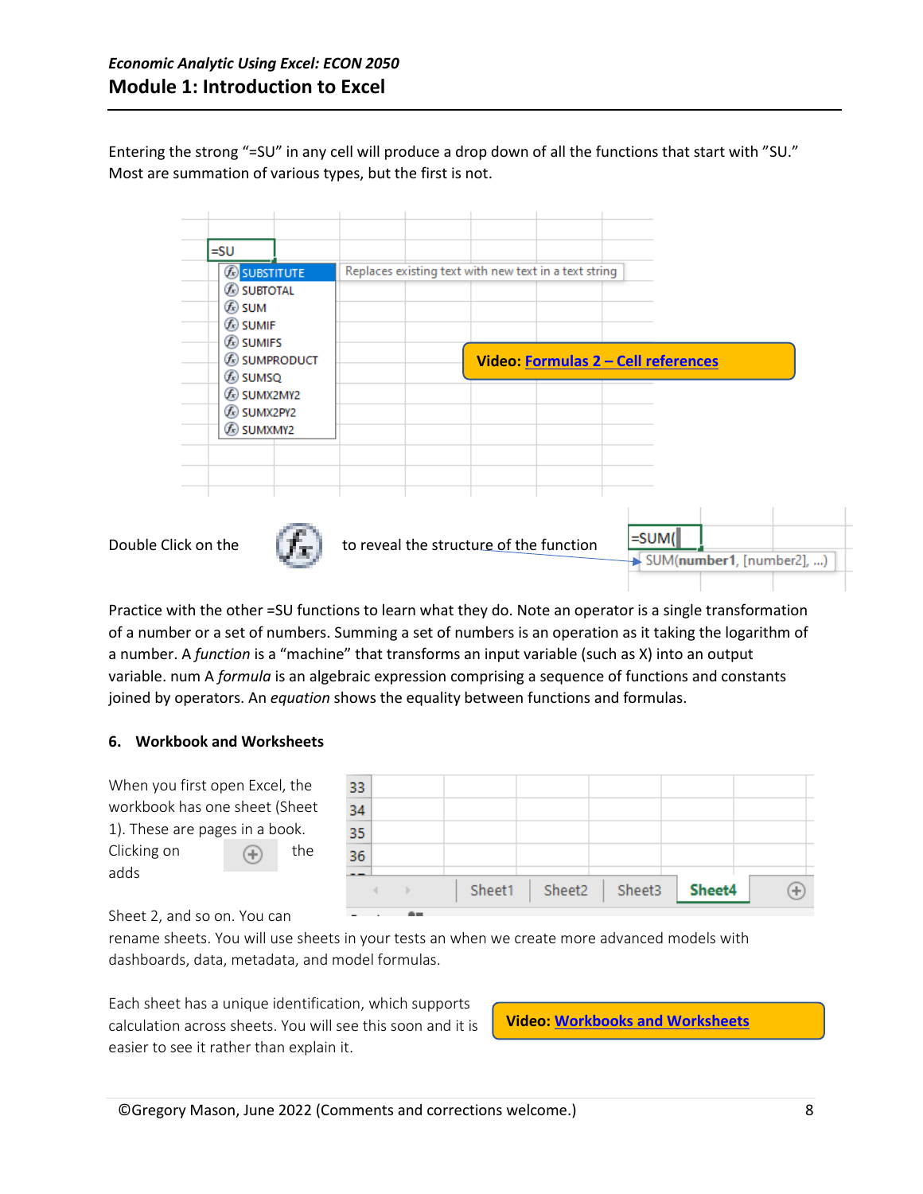Entering the strong "=SU" in any cell will produce a drop down of all the functions that start with "SU." Most are summation of various types, but the first is not.

**Video: Formulas 2 – Cell references**

Double Click on the to reveal the structure of the function

Practice with the other =SU functions to learn what they do. Note an operator is a single transformation of a number or a set of numbers. Summing a set of numbers is an operation as it taking the logarithm of a number. A *function* is a "machine" that transforms an input variable (such as X) into an output variable. num A *formula* is an algebraic expression comprising a sequence of functions and constants joined by operators. An *equation* shows the equality between functions and formulas.

#### 6. Workbook and Worksheets

When you first open Excel, the workbook has one sheet (Sheet 1). These are pages in a book. Clicking on the adds Sheet 2, and so on. You can rename sheets. You will use sheets in your tests an when we create more advanced models with dashboards, data, metadata, and model formulas.

Each sheet has a unique identification, which supports calculation across sheets. You will see this soon and it is easier to see it rather than explain it.

**Video: Workbooks and Worksheets**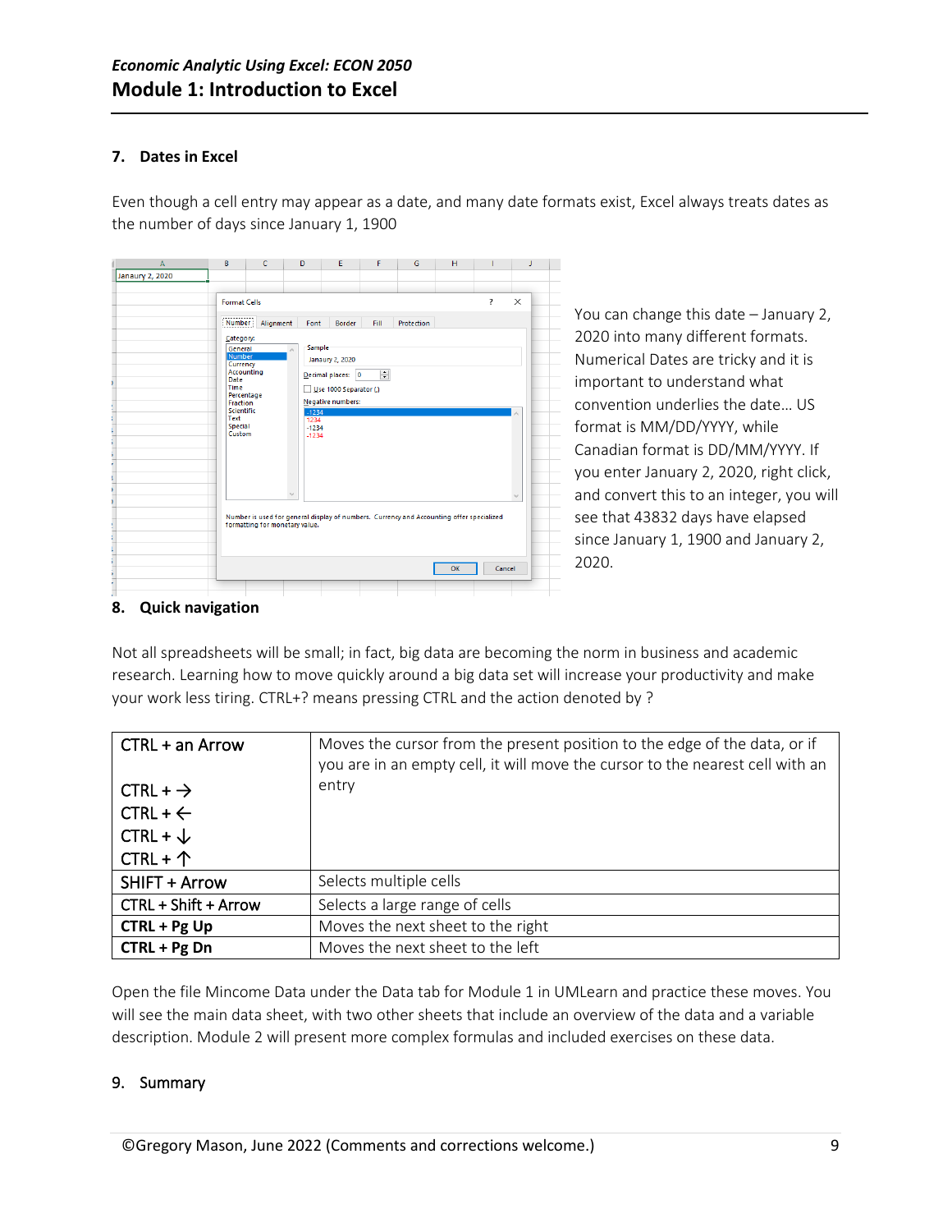## 7. Dates in Excel

Even though a cell entry may appear as a date, and many date formats exist, Excel always treats dates as the number of days since January 1, 1900

You can change this date – January 2, 2020 into many different formats. Numerical Dates are tricky and it is important to understand what convention underlies the date… US format is MM/DD/YYYY, while Canadian format is DD/MM/YYYY. If you enter January 2, 2020, right click, and convert this to an integer, you will see that 43832 days have elapsed since January 1, 1900 and January 2, 2020.

## 8. Quick navigation

Not all spreadsheets will be small; in fact, big data are becoming the norm in business and academic research. Learning how to move quickly around a big data set will increase your productivity and make your work less tiring. CTRL+? means pressing CTRL and the action denoted by ?

| | |
|---|---|
| CTRL + an Arrow<br><br>CTRL + →<br>CTRL + ←<br>CTRL + ↓<br>CTRL + ↑ | Moves the cursor from the present position to the edge of the data, or if you are in an empty cell, it will move the cursor to the nearest cell with an entry |
| SHIFT + Arrow | Selects multiple cells |
| CTRL + Shift + Arrow | Selects a large range of cells |
| **CTRL + Pg Up** | Moves the next sheet to the right |
| **CTRL + Pg Dn** | Moves the next sheet to the left |

Open the file Mincome Data under the Data tab for Module 1 in UMLearn and practice these moves. You will see the main data sheet, with two other sheets that include an overview of the data and a variable description. Module 2 will present more complex formulas and included exercises on these data.

## 9. Summary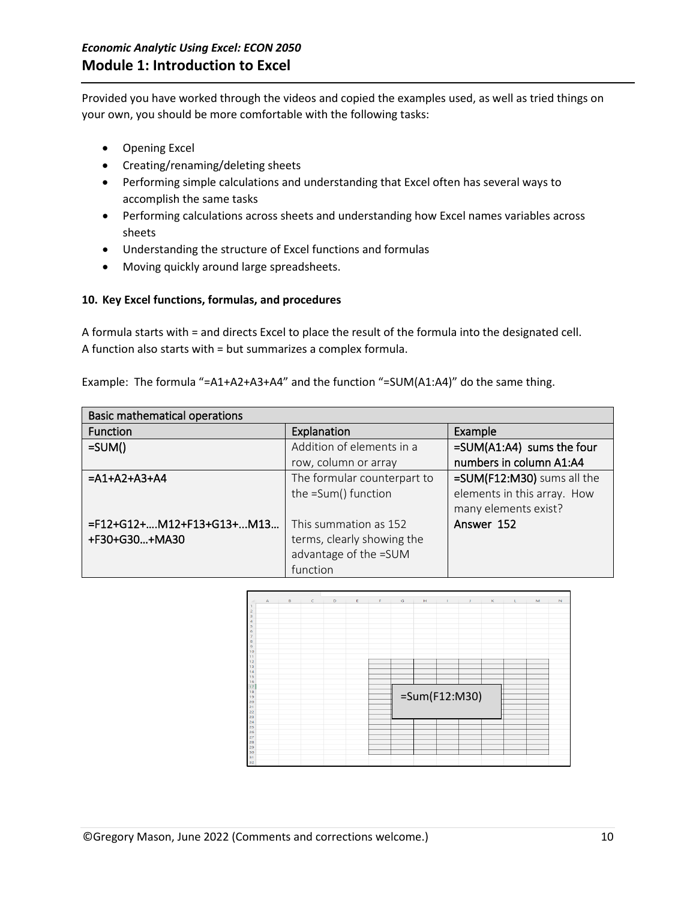Provided you have worked through the videos and copied the examples used, as well as tried things on your own, you should be more comfortable with the following tasks:

- Opening Excel
- Creating/renaming/deleting sheets
- Performing simple calculations and understanding that Excel often has several ways to accomplish the same tasks
- Performing calculations across sheets and understanding how Excel names variables across sheets
- Understanding the structure of Excel functions and formulas
- Moving quickly around large spreadsheets.

**10. Key Excel functions, formulas, and procedures**

A formula starts with = and directs Excel to place the result of the formula into the designated cell.
A function also starts with = but summarizes a complex formula.

Example: The formula "=A1+A2+A3+A4" and the function "=SUM(A1:A4)" do the same thing.

| Basic mathematical operations | | |
|---|---|---|
| Function | Explanation | Example |
| =SUM() | Addition of elements in a row, column or array | =SUM(A1:A4) sums the four numbers in column A1:A4 |
| =A1+A2+A3+A4<br><br>=F12+G12+….M12+F13+G13+…M13…+F30+G30…+MA30 | The formular counterpart to the =Sum() function<br><br>This summation as 152 terms, clearly showing the advantage of the =SUM function | =SUM(F12:M30) sums all the elements in this array. How many elements exist?<br>Answer 152 |

=Sum(F12:M30)